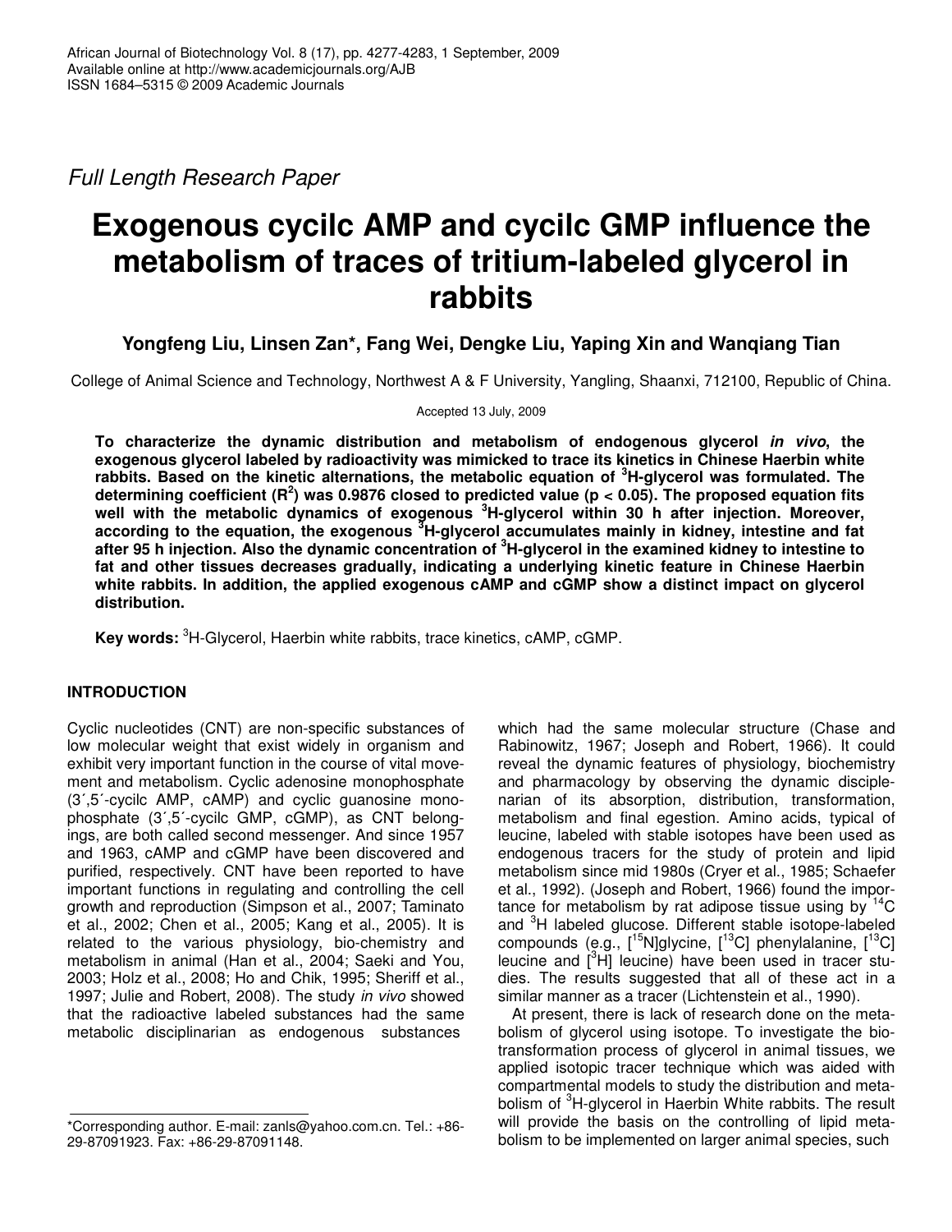*Full Length Research Paper*

# Exogenous cycilc AMP and cycilc GMP influence the metabolism of traces of tritium-labeled glycerol in rabbits

**Yongfeng Liu, Linsen Zan\*, Fang Wei, Dengke Liu, Yaping Xin and Wanqiang Tian**

College of Animal Science and Technology, Northwest A & F University, Yangling, Shaanxi, 712100, Republic of China.

Accepted 13 July, 2009

**To characterize the dynamic distribution and metabolism of endogenous glycerol *in vivo*, the exogenous glycerol labeled by radioactivity was mimicked to trace its kinetics in Chinese Haerbin white rabbits. Based on the kinetic alternations, the metabolic equation of $^3$H-glycerol was formulated. The determining coefficient ($R^2$) was 0.9876 closed to predicted value ($p < 0.05$). The proposed equation fits well with the metabolic dynamics of exogenous $^3$H-glycerol within 30 h after injection. Moreover, according to the equation, the exogenous $^3$H-glycerol accumulates mainly in kidney, intestine and fat after 95 h injection. Also the dynamic concentration of $^3$H-glycerol in the examined kidney to intestine to fat and other tissues decreases gradually, indicating a underlying kinetic feature in Chinese Haerbin white rabbits. In addition, the applied exogenous cAMP and cGMP show a distinct impact on glycerol distribution.**

**Key words:** $^3$H-Glycerol, Haerbin white rabbits, trace kinetics, cAMP, cGMP.

## INTRODUCTION

Cyclic nucleotides (CNT) are non-specific substances of low molecular weight that exist widely in organism and exhibit very important function in the course of vital movement and metabolism. Cyclic adenosine monophosphate (3´,5´-cycilc AMP, cAMP) and cyclic guanosine monophosphate (3´,5´-cycilc GMP, cGMP), as CNT belongings, are both called second messenger. And since 1957 and 1963, cAMP and cGMP have been discovered and purified, respectively. CNT have been reported to have important functions in regulating and controlling the cell growth and reproduction (Simpson et al., 2007; Taminato et al., 2002; Chen et al., 2005; Kang et al., 2005). It is related to the various physiology, bio-chemistry and metabolism in animal (Han et al., 2004; Saeki and You, 2003; Holz et al., 2008; Ho and Chik, 1995; Sheriff et al., 1997; Julie and Robert, 2008). The study *in vivo* showed that the radioactive labeled substances had the same metabolic disciplinarian as endogenous substances which had the same molecular structure (Chase and Rabinowitz, 1967; Joseph and Robert, 1966). It could reveal the dynamic features of physiology, biochemistry and pharmacology by observing the dynamic disciplenarian of its absorption, distribution, transformation, metabolism and final egestion. Amino acids, typical of leucine, labeled with stable isotopes have been used as endogenous tracers for the study of protein and lipid metabolism since mid 1980s (Cryer et al., 1985; Schaefer et al., 1992). (Joseph and Robert, 1966) found the importance for metabolism by rat adipose tissue using by $^{14}$C and $^3$H labeled glucose. Different stable isotope-labeled compounds (e.g., [$^{15}$N]glycine, [$^{13}$C] phenylalanine, [$^{13}$C] leucine and [$^3$H] leucine) have been used in tracer studies. The results suggested that all of these act in a similar manner as a tracer (Lichtenstein et al., 1990).

At present, there is lack of research done on the metabolism of glycerol using isotope. To investigate the biotransformation process of glycerol in animal tissues, we applied isotopic tracer technique which was aided with compartmental models to study the distribution and metabolism of $^3$H-glycerol in Haerbin White rabbits. The result will provide the basis on the controlling of lipid metabolism to be implemented on larger animal species, such

\*Corresponding author. E-mail: zanls@yahoo.com.cn. Tel.: +86-29-87091923. Fax: +86-29-87091148.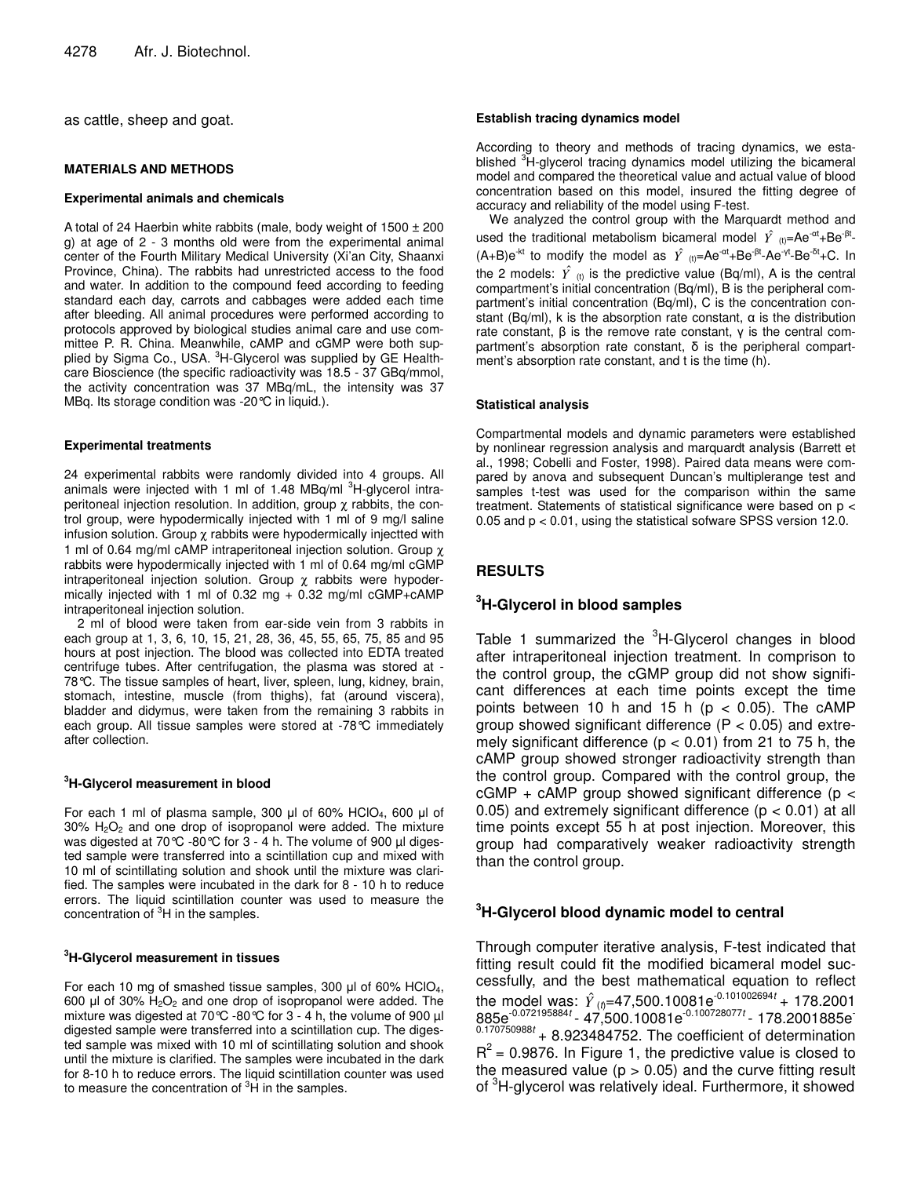as cattle, sheep and goat.

## MATERIALS AND METHODS

### Experimental animals and chemicals

A total of 24 Haerbin white rabbits (male, body weight of 1500 ± 200 g) at age of 2 - 3 months old were from the experimental animal center of the Fourth Military Medical University (Xi'an City, Shaanxi Province, China). The rabbits had unrestricted access to the food and water. In addition to the compound feed according to feeding standard each day, carrots and cabbages were added each time after bleeding. All animal procedures were performed according to protocols approved by biological studies animal care and use committee P. R. China. Meanwhile, cAMP and cGMP were both supplied by Sigma Co., USA. $^3$H-Glycerol was supplied by GE Healthcare Bioscience (the specific radioactivity was 18.5 - 37 GBq/mmol, the activity concentration was 37 MBq/mL, the intensity was 37 MBq. Its storage condition was -20℃ in liquid.).

### Experimental treatments

24 experimental rabbits were randomly divided into 4 groups. All animals were injected with 1 ml of 1.48 MBq/ml $^3$H-glycerol intraperitoneal injection resolution. In addition, group $\chi$ rabbits, the control group, were hypodermically injected with 1 ml of 9 mg/l saline infusion solution. Group $\chi$ rabbits were hypodermically injectted with 1 ml of 0.64 mg/ml cAMP intraperitoneal injection solution. Group $\chi$ rabbits were hypodermically injected with 1 ml of 0.64 mg/ml cGMP intraperitoneal injection solution. Group $\chi$ rabbits were hypodermically injected with 1 ml of 0.32 mg + 0.32 mg/ml cGMP+cAMP intraperitoneal injection solution.

2 ml of blood were taken from ear-side vein from 3 rabbits in each group at 1, 3, 6, 10, 15, 21, 28, 36, 45, 55, 65, 75, 85 and 95 hours at post injection. The blood was collected into EDTA treated centrifuge tubes. After centrifugation, the plasma was stored at -78℃. The tissue samples of heart, liver, spleen, lung, kidney, brain, stomach, intestine, muscle (from thighs), fat (around viscera), bladder and didymus, were taken from the remaining 3 rabbits in each group. All tissue samples were stored at -78℃ immediately after collection.

### $^3$H-Glycerol measurement in blood

For each 1 ml of plasma sample, 300 µl of 60% $HClO_4$, 600 µl of 30% $H_2O_2$ and one drop of isopropanol were added. The mixture was digested at 70℃ -80℃ for 3 - 4 h. The volume of 900 µl digested sample were transferred into a scintillation cup and mixed with 10 ml of scintillating solution and shook until the mixture was clarified. The samples were incubated in the dark for 8 - 10 h to reduce errors. The liquid scintillation counter was used to measure the concentration of $^3$H in the samples.

### $^3$H-Glycerol measurement in tissues

For each 10 mg of smashed tissue samples, 300 µl of 60% $HClO_4$, 600 µl of 30% $H_2O_2$ and one drop of isopropanol were added. The mixture was digested at 70℃ -80℃ for 3 - 4 h, the volume of 900 µl digested sample were transferred into a scintillation cup. The digested sample was mixed with 10 ml of scintillating solution and shook until the mixture is clarified. The samples were incubated in the dark for 8-10 h to reduce errors. The liquid scintillation counter was used to measure the concentration of $^3$H in the samples.

### Establish tracing dynamics model

According to theory and methods of tracing dynamics, we established $^3$H-glycerol tracing dynamics model utilizing the bicameral model and compared the theoretical value and actual value of blood concentration based on this model, insured the fitting degree of accuracy and reliability of the model using F-test.

We analyzed the control group with the Marquardt method and used the traditional metabolism bicameral model $\hat{Y}_{(t)}=Ae^{-\alpha t}+Be^{-\beta t}-(A+B)e^{-kt}$ to modify the model as $\hat{Y}_{(t)}=Ae^{-\alpha t}+Be^{-\beta t}-Ae^{-\gamma t}-Be^{-\delta t}+C$. In the 2 models: $\hat{Y}_{(t)}$ is the predictive value (Bq/ml), A is the central compartment's initial concentration (Bq/ml), B is the peripheral compartment's initial concentration (Bq/ml), C is the concentration constant (Bq/ml), k is the absorption rate constant, $\alpha$ is the distribution rate constant, $\beta$ is the remove rate constant, $\gamma$ is the central compartment's absorption rate constant, $\delta$ is the peripheral compartment's absorption rate constant, and t is the time (h).

### Statistical analysis

Compartmental models and dynamic parameters were established by nonlinear regression analysis and marquardt analysis (Barrett et al., 1998; Cobelli and Foster, 1998). Paired data means were compared by anova and subsequent Duncan's multiplerange test and samples t-test was used for the comparison within the same treatment. Statements of statistical significance were based on $p < 0.05$ and $p < 0.01$, using the statistical sofware SPSS version 12.0.

## RESULTS

### $^3$H-Glycerol in blood samples

Table 1 summarized the $^3$H-Glycerol changes in blood after intraperitoneal injection treatment. In comprison to the control group, the cGMP group did not show significant differences at each time points except the time points between 10 h and 15 h ($p < 0.05$). The cAMP group showed significant difference ($P < 0.05$) and extremely significant difference ($p < 0.01$) from 21 to 75 h, the cAMP group showed stronger radioactivity strength than the control group. Compared with the control group, the cGMP + cAMP group showed significant difference ($p < 0.05$) and extremely significant difference ($p < 0.01$) at all time points except 55 h at post injection. Moreover, this group had comparatively weaker radioactivity strength than the control group.

### $^3$H-Glycerol blood dynamic model to central

Through computer iterative analysis, F-test indicated that fitting result could fit the modified bicameral model successfully, and the best mathematical equation to reflect the model was: $\hat{Y}_{(t)}=47{,}500.10081e^{-0.101002694t}+178.2001885e^{-0.072195884t}-47{,}500.10081e^{-0.100728077t}-178.2001885e^{-0.170750988t}+8.923484752$. The coefficient of determination $R^2 = 0.9876$. In Figure 1, the predictive value is closed to the measured value ($p > 0.05$) and the curve fitting result of $^3$H-glycerol was relatively ideal. Furthermore, it showed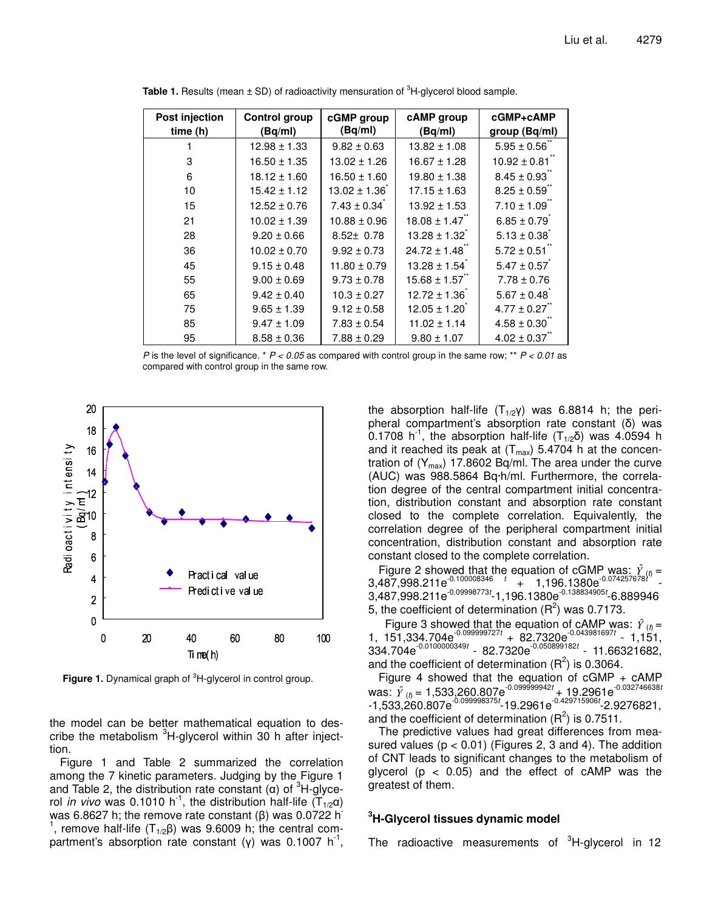**Table 1.** Results (mean ± SD) of radioactivity mensuration of $^3$H-glycerol blood sample.

| Post injection time (h) | Control group (Bq/ml) | cGMP group (Bq/ml) | cAMP group (Bq/ml) | cGMP+cAMP group (Bq/ml) |
|---|---|---|---|---|
| 1 | 12.98 ± 1.33 | 9.82 ± 0.63 | 13.82 ± 1.08 | 5.95 ± 0.56** |
| 3 | 16.50 ± 1.35 | 13.02 ± 1.26 | 16.67 ± 1.28 | 10.92 ± 0.81** |
| 6 | 18.12 ± 1.60 | 16.50 ± 1.60 | 19.80 ± 1.38 | 8.45 ± 0.93** |
| 10 | 15.42 ± 1.12 | 13.02 ± 1.36* | 17.15 ± 1.63 | 8.25 ± 0.59** |
| 15 | 12.52 ± 0.76 | 7.43 ± 0.34* | 13.92 ± 1.53 | 7.10 ± 1.09** |
| 21 | 10.02 ± 1.39 | 10.88 ± 0.96 | 18.08 ± 1.47** | 6.85 ± 0.79* |
| 28 | 9.20 ± 0.66 | 8.52± 0.78 | 13.28 ± 1.32* | 5.13 ± 0.38* |
| 36 | 10.02 ± 0.70 | 9.92 ± 0.73 | 24.72 ± 1.48** | 5.72 ± 0.51** |
| 45 | 9.15 ± 0.48 | 11.80 ± 0.79 | 13.28 ± 1.54* | 5.47 ± 0.57* |
| 55 | 9.00 ± 0.69 | 9.73 ± 0.78 | 15.68 ± 1.57** | 7.78 ± 0.76 |
| 65 | 9.42 ± 0.40 | 10.3 ± 0.27 | 12.72 ± 1.36* | 5.67 ± 0.48* |
| 75 | 9.65 ± 1.39 | 9.12 ± 0.58 | 12.05 ± 1.20* | 4.77 ± 0.27** |
| 85 | 9.47 ± 1.09 | 7.83 ± 0.54 | 11.02 ± 1.14 | 4.58 ± 0.30** |
| 95 | 8.58 ± 0.36 | 7.88 ± 0.29 | 9.80 ± 1.07 | 4.02 ± 0.37** |

*P* is the level of significance. * $P < 0.05$ as compared with control group in the same row; ** $P < 0.01$ as compared with control group in the same row.

**Figure 1.** Dynamical graph of $^3$H-glycerol in control group.

the model can be better mathematical equation to describe the metabolism $^3$H-glycerol within 30 h after injection.

Figure 1 and Table 2 summarized the correlation among the 7 kinetic parameters. Judging by the Figure 1 and Table 2, the distribution rate constant (α) of $^3$H-glycerol *in vivo* was 0.1010 $h^{-1}$, the distribution half-life ($T_{1/2}α$) was 6.8627 h; the remove rate constant (β) was 0.0722 $h^{-1}$, remove half-life ($T_{1/2}β$) was 9.6009 h; the central compartment's absorption rate constant (γ) was 0.1007 $h^{-1}$, the absorption half-life ($T_{1/2}γ$) was 6.8814 h; the peripheral compartment's absorption rate constant (δ) was 0.1708 $h^{-1}$, the absorption half-life ($T_{1/2}δ$) was 4.0594 h and it reached its peak at ($T_{max}$) 5.4704 h at the concentration of ($Y_{max}$) 17.8602 Bq/ml. The area under the curve (AUC) was 988.5864 Bq·h/ml. Furthermore, the correlation degree of the central compartment initial concentration, distribution constant and absorption rate constant closed to the complete correlation. Equivalently, the correlation degree of the peripheral compartment initial concentration, distribution constant and absorption rate constant closed to the complete correlation.

Figure 2 showed that the equation of cGMP was: $\hat{Y}_{(t)} = 3{,}487{,}998.211e^{-0.100008346t} + 1{,}196.1380e^{-0.074257678t} - 3{,}487{,}998.211e^{-0.099998773t} - 1{,}196.1380e^{-0.138834905t} - 6.8899465$, the coefficient of determination ($R^2$) was 0.7173.

Figure 3 showed that the equation of cAMP was: $\hat{Y}_{(t)} = 1{,}151{,}334.704e^{-0.099999727t} + 82.7320e^{-0.043981697t} - 1{,}151{,}334.704e^{-0.0100000349t} - 82.7320e^{-0.050899182t} - 11.66321682$, and the coefficient of determination ($R^2$) is 0.3064.

Figure 4 showed that the equation of cGMP + cAMP was: $\hat{Y}_{(t)} = 1{,}533{,}260.807e^{-0.099999942t} + 19.2961e^{-0.032746638t} - 1{,}533{,}260.807e^{-0.099998375t} - 19.2961e^{-0.429715906t} - 2.9276821$, and the coefficient of determination ($R^2$) is 0.7511.

The predictive values had great differences from measured values ($p < 0.01$) (Figures 2, 3 and 4). The addition of CNT leads to significant changes to the metabolism of glycerol ($p < 0.05$) and the effect of cAMP was the greatest of them.

### $^3$H-Glycerol tissues dynamic model

The radioactive measurements of $^3$H-glycerol in 12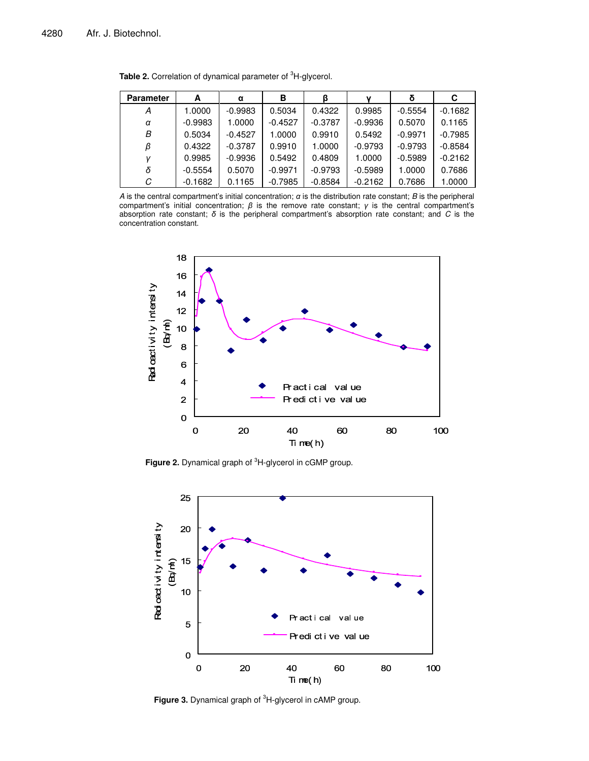**Table 2.** Correlation of dynamical parameter of $^{3}$H-glycerol.

| Parameter | A | α | B | β | γ | δ | C |
|---|---|---|---|---|---|---|---|
| *A* | 1.0000 | -0.9983 | 0.5034 | 0.4322 | 0.9985 | -0.5554 | -0.1682 |
| *α* | -0.9983 | 1.0000 | -0.4527 | -0.3787 | -0.9936 | 0.5070 | 0.1165 |
| *B* | 0.5034 | -0.4527 | 1.0000 | 0.9910 | 0.5492 | -0.9971 | -0.7985 |
| *β* | 0.4322 | -0.3787 | 0.9910 | 1.0000 | -0.9793 | -0.9793 | -0.8584 |
| *γ* | 0.9985 | -0.9936 | 0.5492 | 0.4809 | 1.0000 | -0.5989 | -0.2162 |
| *δ* | -0.5554 | 0.5070 | -0.9971 | -0.9793 | -0.5989 | 1.0000 | 0.7686 |
| *C* | -0.1682 | 0.1165 | -0.7985 | -0.8584 | -0.2162 | 0.7686 | 1.0000 |

*A* is the central compartment's initial concentration; *α* is the distribution rate constant; *B* is the peripheral compartment's initial concentration; *β* is the remove rate constant; *γ* is the central compartment's absorption rate constant; *δ* is the peripheral compartment's absorption rate constant; and *C* is the concentration constant.

**Figure 2.** Dynamical graph of $^{3}$H-glycerol in cGMP group.

**Figure 3.** Dynamical graph of $^{3}$H-glycerol in cAMP group.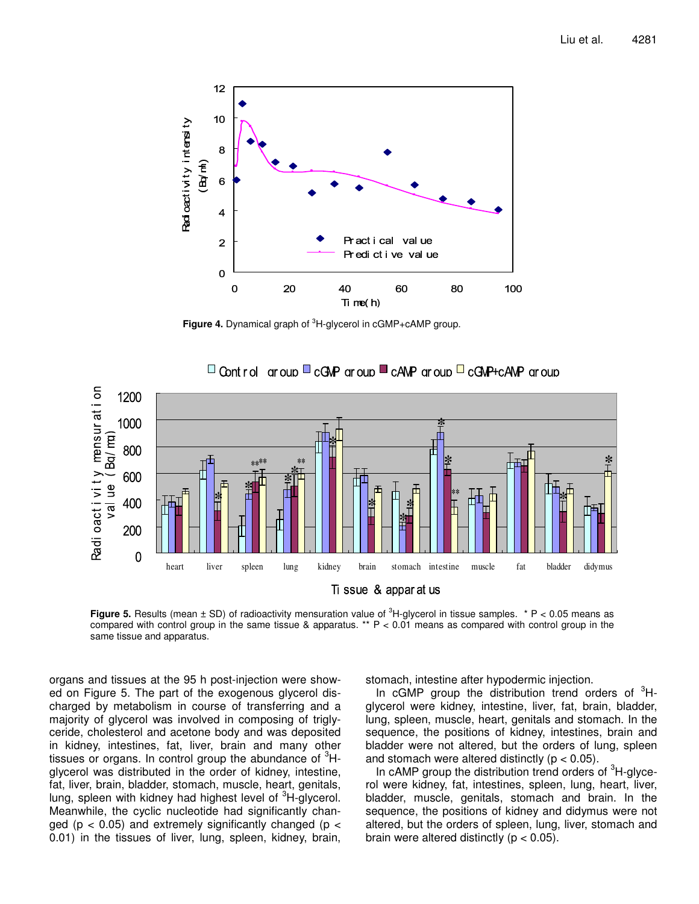**Figure 4.** Dynamical graph of $^3$H-glycerol in cGMP+cAMP group.

**Figure 5.** Results (mean ± SD) of radioactivity mensuration value of $^3$H-glycerol in tissue samples. * $P < 0.05$ means as compared with control group in the same tissue & apparatus. ** $P < 0.01$ means as compared with control group in the same tissue and apparatus.

organs and tissues at the 95 h post-injection were showed on Figure 5. The part of the exogenous glycerol discharged by metabolism in course of transferring and a majority of glycerol was involved in composing of triglyceride, cholesterol and acetone body and was deposited in kidney, intestines, fat, liver, brain and many other tissues or organs. In control group the abundance of $^3$H-glycerol was distributed in the order of kidney, intestine, fat, liver, brain, bladder, stomach, muscle, heart, genitals, lung, spleen with kidney had highest level of $^3$H-glycerol. Meanwhile, the cyclic nucleotide had significantly changed ($p < 0.05$) and extremely significantly changed ($p < 0.01$) in the tissues of liver, lung, spleen, kidney, brain, stomach, intestine after hypodermic injection.

In cGMP group the distribution trend orders of $^3$H-glycerol were kidney, intestine, liver, fat, brain, bladder, lung, spleen, muscle, heart, genitals and stomach. In the sequence, the positions of kidney, intestines, brain and bladder were not altered, but the orders of lung, spleen and stomach were altered distinctly ($p < 0.05$).

In cAMP group the distribution trend orders of $^3$H-glycerol were kidney, fat, intestines, spleen, lung, heart, liver, bladder, muscle, genitals, stomach and brain. In the sequence, the positions of kidney and didymus were not altered, but the orders of spleen, lung, liver, stomach and brain were altered distinctly ($p < 0.05$).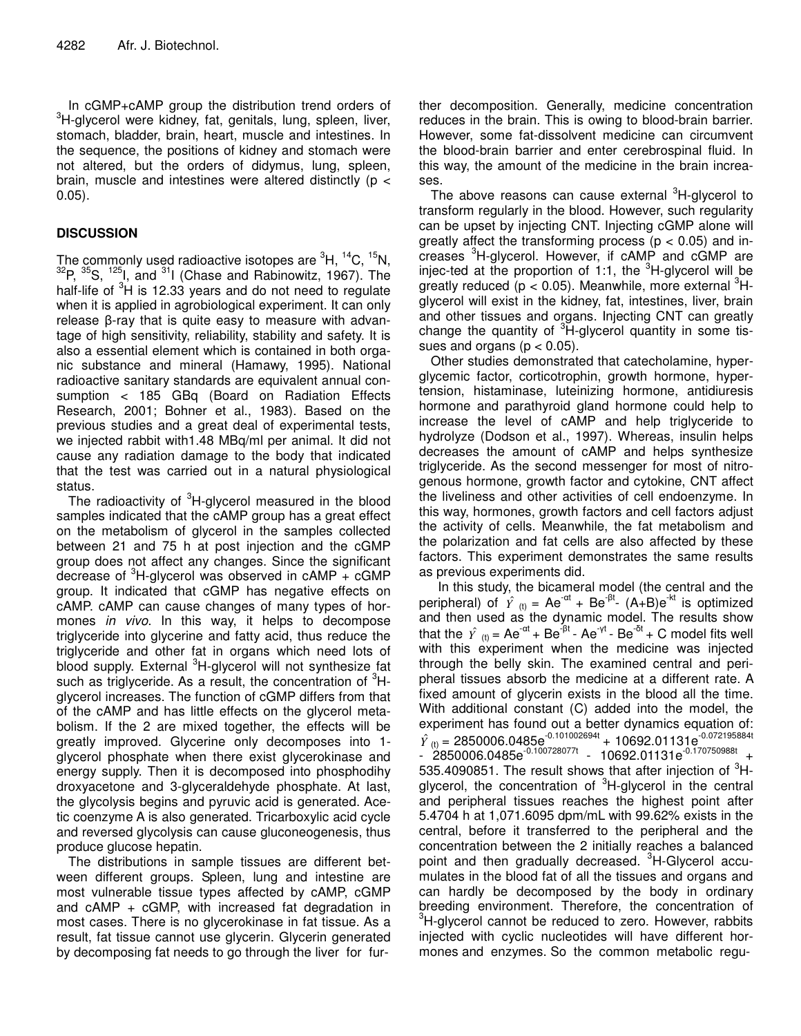In cGMP+cAMP group the distribution trend orders of $^{3}H$-glycerol were kidney, fat, genitals, lung, spleen, liver, stomach, bladder, brain, heart, muscle and intestines. In the sequence, the positions of kidney and stomach were not altered, but the orders of didymus, lung, spleen, brain, muscle and intestines were altered distinctly ($p < 0.05$).

## DISCUSSION

The commonly used radioactive isotopes are $^{3}H$, $^{14}C$, $^{15}N$, $^{32}P$, $^{35}S$, $^{125}I$, and $^{31}I$ (Chase and Rabinowitz, 1967). The half-life of $^{3}H$ is 12.33 years and do not need to regulate when it is applied in agrobiological experiment. It can only release β-ray that is quite easy to measure with advantage of high sensitivity, reliability, stability and safety. It is also a essential element which is contained in both organic substance and mineral (Hamawy, 1995). National radioactive sanitary standards are equivalent annual consumption < 185 GBq (Board on Radiation Effects Research, 2001; Bohner et al., 1983). Based on the previous studies and a great deal of experimental tests, we injected rabbit with1.48 MBq/ml per animal. It did not cause any radiation damage to the body that indicated that the test was carried out in a natural physiological status.

The radioactivity of $^{3}H$-glycerol measured in the blood samples indicated that the cAMP group has a great effect on the metabolism of glycerol in the samples collected between 21 and 75 h at post injection and the cGMP group does not affect any changes. Since the significant decrease of $^{3}H$-glycerol was observed in cAMP + cGMP group. It indicated that cGMP has negative effects on cAMP. cAMP can cause changes of many types of hormones *in vivo*. In this way, it helps to decompose triglyceride into glycerine and fatty acid, thus reduce the triglyceride and other fat in organs which need lots of blood supply. External $^{3}H$-glycerol will not synthesize fat such as triglyceride. As a result, the concentration of $^{3}H$-glycerol increases. The function of cGMP differs from that of the cAMP and has little effects on the glycerol metabolism. If the 2 are mixed together, the effects will be greatly improved. Glycerine only decomposes into 1-glycerol phosphate when there exist glycerokinase and energy supply. Then it is decomposed into phosphodihy droxyacetone and 3-glyceraldehyde phosphate. At last, the glycolysis begins and pyruvic acid is generated. Acetic coenzyme A is also generated. Tricarboxylic acid cycle and reversed glycolysis can cause gluconeogenesis, thus produce glucose hepatin.

The distributions in sample tissues are different between different groups. Spleen, lung and intestine are most vulnerable tissue types affected by cAMP, cGMP and cAMP + cGMP, with increased fat degradation in most cases. There is no glycerokinase in fat tissue. As a result, fat tissue cannot use glycerin. Glycerin generated by decomposing fat needs to go through the liver for further decomposition. Generally, medicine concentration reduces in the brain. This is owing to blood-brain barrier. However, some fat-dissolvent medicine can circumvent the blood-brain barrier and enter cerebrospinal fluid. In this way, the amount of the medicine in the brain increases.

The above reasons can cause external $^{3}H$-glycerol to transform regularly in the blood. However, such regularity can be upset by injecting CNT. Injecting cGMP alone will greatly affect the transforming process ($p < 0.05$) and increases $^{3}H$-glycerol. However, if cAMP and cGMP are injec-ted at the proportion of 1:1, the $^{3}H$-glycerol will be greatly reduced ($p < 0.05$). Meanwhile, more external $^{3}H$-glycerol will exist in the kidney, fat, intestines, liver, brain and other tissues and organs. Injecting CNT can greatly change the quantity of $^{3}H$-glycerol quantity in some tissues and organs ($p < 0.05$).

Other studies demonstrated that catecholamine, hyperglycemic factor, corticotrophin, growth hormone, hypertension, histaminase, luteinizing hormone, antidiuresis hormone and parathyroid gland hormone could help to increase the level of cAMP and help triglyceride to hydrolyze (Dodson et al., 1997). Whereas, insulin helps decreases the amount of cAMP and helps synthesize triglyceride. As the second messenger for most of nitrogenous hormone, growth factor and cytokine, CNT affect the liveliness and other activities of cell endoenzyme. In this way, hormones, growth factors and cell factors adjust the activity of cells. Meanwhile, the fat metabolism and the polarization and fat cells are also affected by these factors. This experiment demonstrates the same results as previous experiments did.

In this study, the bicameral model (the central and the peripheral) of $\hat{Y}_{(t)} = Ae^{-\alpha t} + Be^{-\beta t} - (A+B)e^{-kt}$ is optimized and then used as the dynamic model. The results show that the $\hat{Y}_{(t)} = Ae^{-\alpha t} + Be^{-\beta t} - Ae^{-\gamma t} - Be^{-\delta t} + C$ model fits well with this experiment when the medicine was injected through the belly skin. The examined central and peripheral tissues absorb the medicine at a different rate. A fixed amount of glycerin exists in the blood all the time. With additional constant (C) added into the model, the experiment has found out a better dynamics equation of: $\hat{Y}_{(t)} = 2850006.0485e^{-0.101002694t} + 10692.01131e^{-0.072195884t} - 2850006.0485e^{-0.100728077t} - 10692.01131e^{-0.170750988t} + 535.4090851$. The result shows that after injection of $^{3}H$-glycerol, the concentration of $^{3}H$-glycerol in the central and peripheral tissues reaches the highest point after 5.4704 h at 1,071.6095 dpm/mL with 99.62% exists in the central, before it transferred to the peripheral and the concentration between the 2 initially reaches a balanced point and then gradually decreased. $^{3}H$-Glycerol accumulates in the blood fat of all the tissues and organs and can hardly be decomposed by the body in ordinary breeding environment. Therefore, the concentration of $^{3}H$-glycerol cannot be reduced to zero. However, rabbits injected with cyclic nucleotides will have different hormones and enzymes. So the common metabolic regu-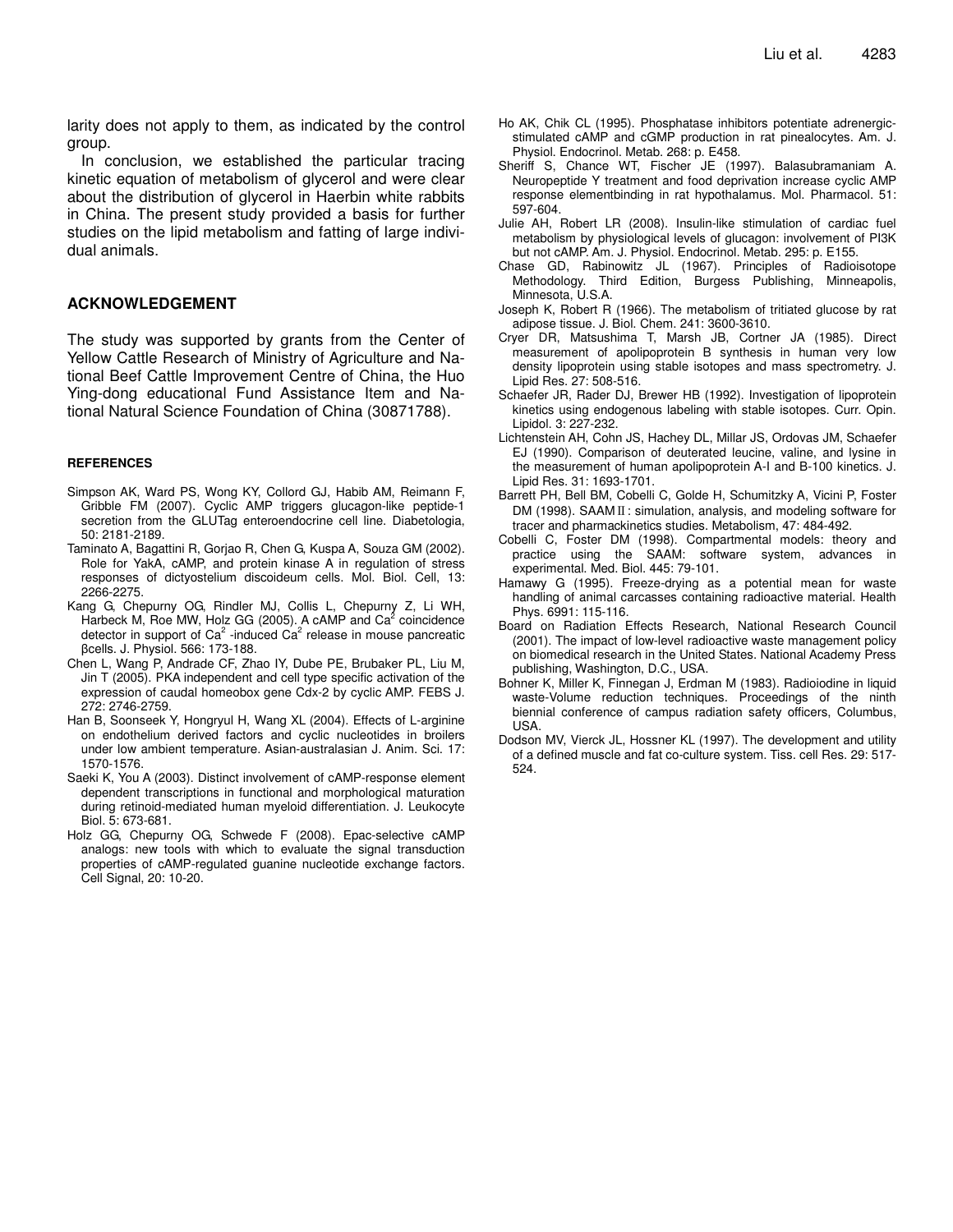larity does not apply to them, as indicated by the control group.

In conclusion, we established the particular tracing kinetic equation of metabolism of glycerol and were clear about the distribution of glycerol in Haerbin white rabbits in China. The present study provided a basis for further studies on the lipid metabolism and fatting of large individual animals.

## ACKNOWLEDGEMENT

The study was supported by grants from the Center of Yellow Cattle Research of Ministry of Agriculture and National Beef Cattle Improvement Centre of China, the Huo Ying-dong educational Fund Assistance Item and National Natural Science Foundation of China (30871788).

## REFERENCES

Simpson AK, Ward PS, Wong KY, Collord GJ, Habib AM, Reimann F, Gribble FM (2007). Cyclic AMP triggers glucagon-like peptide-1 secretion from the GLUTag enteroendocrine cell line. Diabetologia, 50: 2181-2189.

Taminato A, Bagattini R, Gorjao R, Chen G, Kuspa A, Souza GM (2002). Role for YakA, cAMP, and protein kinase A in regulation of stress responses of dictyostelium discoideum cells. Mol. Biol. Cell, 13: 2266-2275.

Kang G, Chepurny OG, Rindler MJ, Collis L, Chepurny Z, Li WH, Harbeck M, Roe MW, Holz GG (2005). A cAMP and $Ca^2$ coincidence detector in support of $Ca^2$ -induced $Ca^2$ release in mouse pancreatic βcells. J. Physiol. 566: 173-188.

Chen L, Wang P, Andrade CF, Zhao IY, Dube PE, Brubaker PL, Liu M, Jin T (2005). PKA independent and cell type specific activation of the expression of caudal homeobox gene Cdx-2 by cyclic AMP. FEBS J. 272: 2746-2759.

Han B, Soonseek Y, Hongryul H, Wang XL (2004). Effects of L-arginine on endothelium derived factors and cyclic nucleotides in broilers under low ambient temperature. Asian-australasian J. Anim. Sci. 17: 1570-1576.

Saeki K, You A (2003). Distinct involvement of cAMP-response element dependent transcriptions in functional and morphological maturation during retinoid-mediated human myeloid differentiation. J. Leukocyte Biol. 5: 673-681.

Holz GG, Chepurny OG, Schwede F (2008). Epac-selective cAMP analogs: new tools with which to evaluate the signal transduction properties of cAMP-regulated guanine nucleotide exchange factors. Cell Signal, 20: 10-20.

Ho AK, Chik CL (1995). Phosphatase inhibitors potentiate adrenergic-stimulated cAMP and cGMP production in rat pinealocytes. Am. J. Physiol. Endocrinol. Metab. 268: p. E458.

Sheriff S, Chance WT, Fischer JE (1997). Balasubramaniam A. Neuropeptide Y treatment and food deprivation increase cyclic AMP response elementbinding in rat hypothalamus. Mol. Pharmacol. 51: 597-604.

Julie AH, Robert LR (2008). Insulin-like stimulation of cardiac fuel metabolism by physiological levels of glucagon: involvement of PI3K but not cAMP. Am. J. Physiol. Endocrinol. Metab. 295: p. E155.

Chase GD, Rabinowitz JL (1967). Principles of Radioisotope Methodology. Third Edition, Burgess Publishing, Minneapolis, Minnesota, U.S.A.

Joseph K, Robert R (1966). The metabolism of tritiated glucose by rat adipose tissue. J. Biol. Chem. 241: 3600-3610.

Cryer DR, Matsushima T, Marsh JB, Cortner JA (1985). Direct measurement of apolipoprotein B synthesis in human very low density lipoprotein using stable isotopes and mass spectrometry. J. Lipid Res. 27: 508-516.

Schaefer JR, Rader DJ, Brewer HB (1992). Investigation of lipoprotein kinetics using endogenous labeling with stable isotopes. Curr. Opin. Lipidol. 3: 227-232.

Lichtenstein AH, Cohn JS, Hachey DL, Millar JS, Ordovas JM, Schaefer EJ (1990). Comparison of deuterated leucine, valine, and lysine in the measurement of human apolipoprotein A-I and B-100 kinetics. J. Lipid Res. 31: 1693-1701.

Barrett PH, Bell BM, Cobelli C, Golde H, Schumitzky A, Vicini P, Foster DM (1998). SAAMⅡ: simulation, analysis, and modeling software for tracer and pharmackinetics studies. Metabolism, 47: 484-492.

Cobelli C, Foster DM (1998). Compartmental models: theory and practice using the SAAM: software system, advances in experimental. Med. Biol. 445: 79-101.

Hamawy G (1995). Freeze-drying as a potential mean for waste handling of animal carcasses containing radioactive material. Health Phys. 6991: 115-116.

Board on Radiation Effects Research, National Research Council (2001). The impact of low-level radioactive waste management policy on biomedical research in the United States. National Academy Press publishing, Washington, D.C., USA.

Bohner K, Miller K, Finnegan J, Erdman M (1983). Radioiodine in liquid waste-Volume reduction techniques. Proceedings of the ninth biennial conference of campus radiation safety officers, Columbus, USA.

Dodson MV, Vierck JL, Hossner KL (1997). The development and utility of a defined muscle and fat co-culture system. Tiss. cell Res. 29: 517-524.